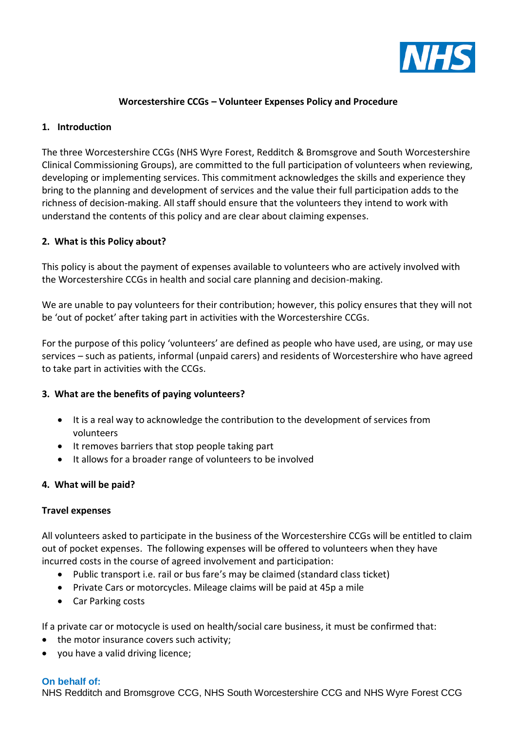# Worcestershire CCGs – Volunteer Expenses Policy and Procedure

## 1. Introduction

The three Worcestershire CCGs (NHS Wyre Forest, Redditch & Bromsgrove and South Worcestershire Clinical Commissioning Groups), are committed to the full participation of volunteers when reviewing, developing or implementing services. This commitment acknowledges the skills and experience they bring to the planning and development of services and the value their full participation adds to the richness of decision-making. All staff should ensure that the volunteers they intend to work with understand the contents of this policy and are clear about claiming expenses.

## 2. What is this Policy about?

This policy is about the payment of expenses available to volunteers who are actively involved with the Worcestershire CCGs in health and social care planning and decision-making.

We are unable to pay volunteers for their contribution; however, this policy ensures that they will not be 'out of pocket' after taking part in activities with the Worcestershire CCGs.

For the purpose of this policy 'volunteers' are defined as people who have used, are using, or may use services – such as patients, informal (unpaid carers) and residents of Worcestershire who have agreed to take part in activities with the CCGs.

## 3. What are the benefits of paying volunteers?

- It is a real way to acknowledge the contribution to the development of services from volunteers
- It removes barriers that stop people taking part
- It allows for a broader range of volunteers to be involved

## 4. What will be paid?

### Travel expenses

All volunteers asked to participate in the business of the Worcestershire CCGs will be entitled to claim out of pocket expenses. The following expenses will be offered to volunteers when they have incurred costs in the course of agreed involvement and participation:

- Public transport i.e. rail or bus fare's may be claimed (standard class ticket)
- Private Cars or motorcycles. Mileage claims will be paid at 45p a mile
- Car Parking costs

If a private car or motocycle is used on health/social care business, it must be confirmed that:

- the motor insurance covers such activity;
- you have a valid driving licence;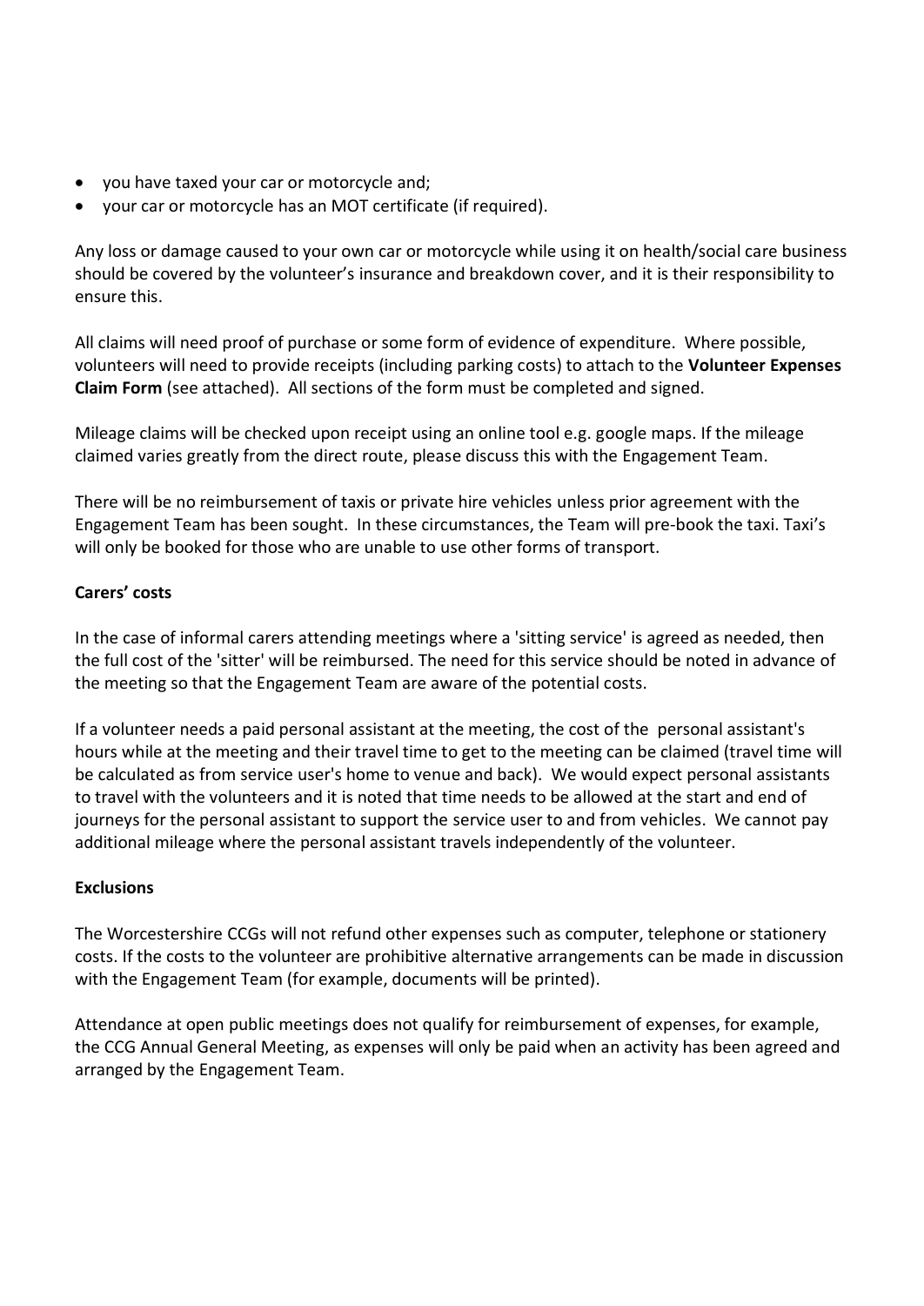- you have taxed your car or motorcycle and;
- your car or motorcycle has an MOT certificate (if required).

Any loss or damage caused to your own car or motorcycle while using it on health/social care business should be covered by the volunteer's insurance and breakdown cover, and it is their responsibility to ensure this.

All claims will need proof of purchase or some form of evidence of expenditure. Where possible, volunteers will need to provide receipts (including parking costs) to attach to the **Volunteer Expenses Claim Form** (see attached). All sections of the form must be completed and signed.

Mileage claims will be checked upon receipt using an online tool e.g. google maps. If the mileage claimed varies greatly from the direct route, please discuss this with the Engagement Team.

There will be no reimbursement of taxis or private hire vehicles unless prior agreement with the Engagement Team has been sought. In these circumstances, the Team will pre-book the taxi. Taxi's will only be booked for those who are unable to use other forms of transport.

**Carers' costs**

In the case of informal carers attending meetings where a 'sitting service' is agreed as needed, then the full cost of the 'sitter' will be reimbursed. The need for this service should be noted in advance of the meeting so that the Engagement Team are aware of the potential costs.

If a volunteer needs a paid personal assistant at the meeting, the cost of the personal assistant's hours while at the meeting and their travel time to get to the meeting can be claimed (travel time will be calculated as from service user's home to venue and back). We would expect personal assistants to travel with the volunteers and it is noted that time needs to be allowed at the start and end of journeys for the personal assistant to support the service user to and from vehicles. We cannot pay additional mileage where the personal assistant travels independently of the volunteer.

**Exclusions**

The Worcestershire CCGs will not refund other expenses such as computer, telephone or stationery costs. If the costs to the volunteer are prohibitive alternative arrangements can be made in discussion with the Engagement Team (for example, documents will be printed).

Attendance at open public meetings does not qualify for reimbursement of expenses, for example, the CCG Annual General Meeting, as expenses will only be paid when an activity has been agreed and arranged by the Engagement Team.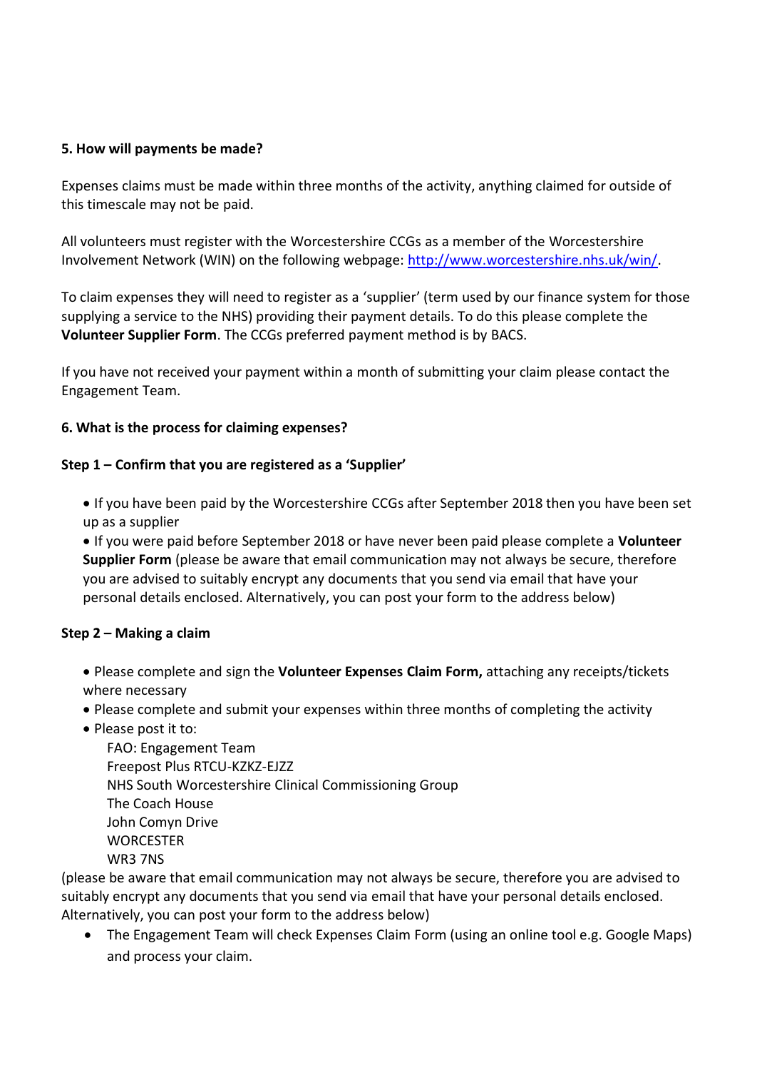**5. How will payments be made?**

Expenses claims must be made within three months of the activity, anything claimed for outside of this timescale may not be paid.

All volunteers must register with the Worcestershire CCGs as a member of the Worcestershire Involvement Network (WIN) on the following webpage: [http://www.worcestershire.nhs.uk/win/](http://www.worcestershire.nhs.uk/win/).

To claim expenses they will need to register as a 'supplier' (term used by our finance system for those supplying a service to the NHS) providing their payment details. To do this please complete the **Volunteer Supplier Form**. The CCGs preferred payment method is by BACS.

If you have not received your payment within a month of submitting your claim please contact the Engagement Team.

**6. What is the process for claiming expenses?**

**Step 1 – Confirm that you are registered as a 'Supplier'**

- If you have been paid by the Worcestershire CCGs after September 2018 then you have been set up as a supplier
- If you were paid before September 2018 or have never been paid please complete a **Volunteer Supplier Form** (please be aware that email communication may not always be secure, therefore you are advised to suitably encrypt any documents that you send via email that have your personal details enclosed. Alternatively, you can post your form to the address below)

**Step 2 – Making a claim**

- Please complete and sign the **Volunteer Expenses Claim Form,** attaching any receipts/tickets where necessary
- Please complete and submit your expenses within three months of completing the activity
- Please post it to:
  FAO: Engagement Team
  Freepost Plus RTCU-KZKZ-EJZZ
  NHS South Worcestershire Clinical Commissioning Group
  The Coach House
  John Comyn Drive
  WORCESTER
  WR3 7NS

(please be aware that email communication may not always be secure, therefore you are advised to suitably encrypt any documents that you send via email that have your personal details enclosed. Alternatively, you can post your form to the address below)

- The Engagement Team will check Expenses Claim Form (using an online tool e.g. Google Maps) and process your claim.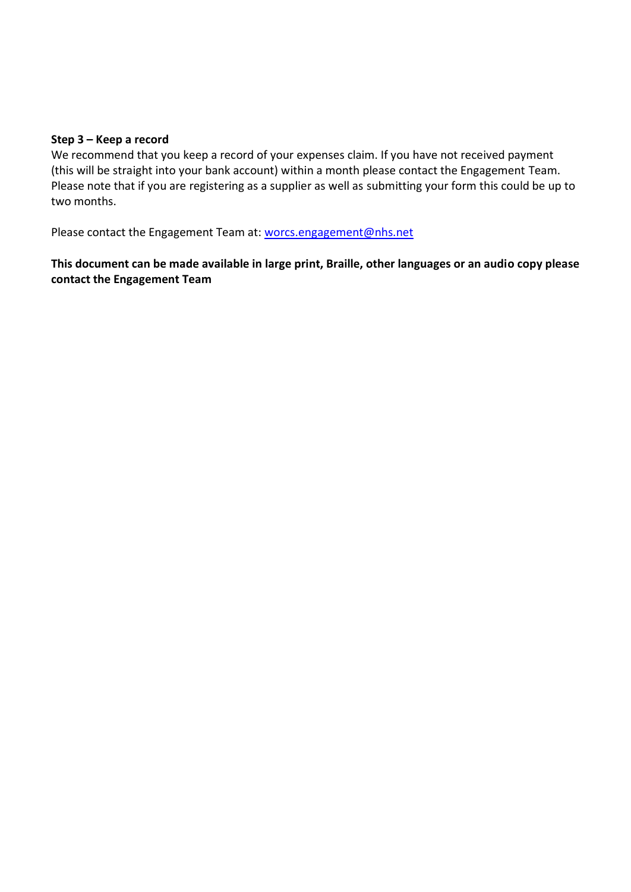**Step 3 – Keep a record**

We recommend that you keep a record of your expenses claim. If you have not received payment (this will be straight into your bank account) within a month please contact the Engagement Team. Please note that if you are registering as a supplier as well as submitting your form this could be up to two months.

Please contact the Engagement Team at: worcs.engagement@nhs.net

**This document can be made available in large print, Braille, other languages or an audio copy please contact the Engagement Team**